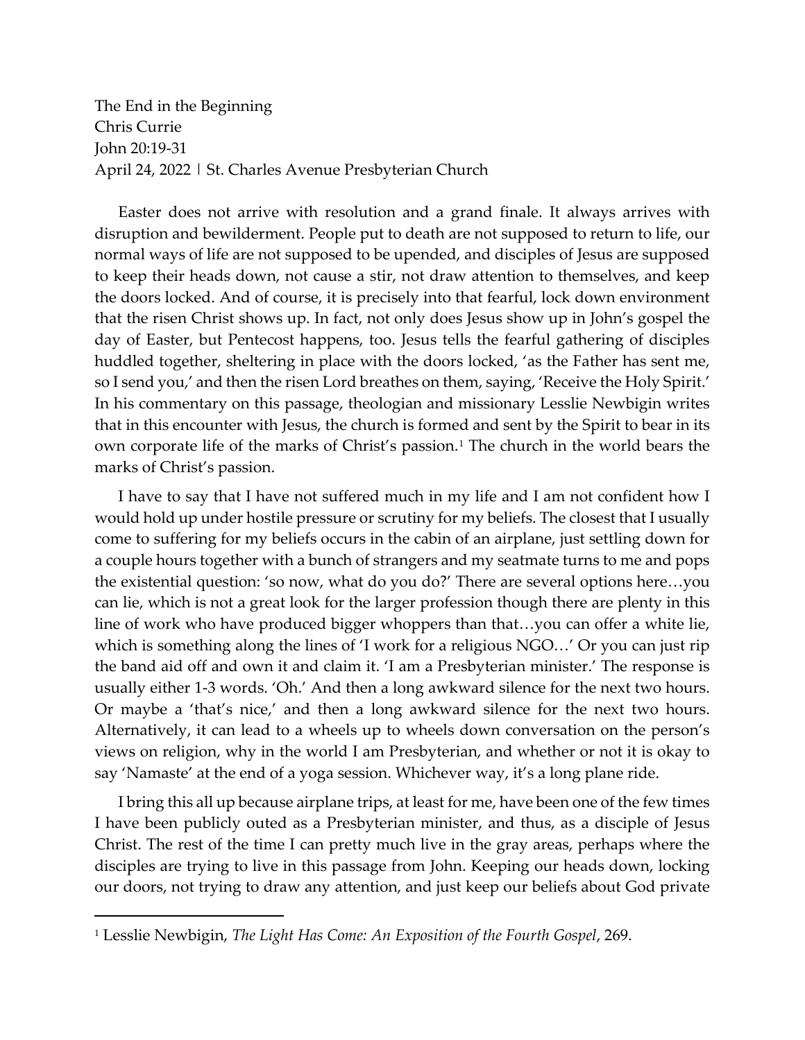The End in the Beginning
Chris Currie
John 20:19-31
April 24, 2022 | St. Charles Avenue Presbyterian Church

Easter does not arrive with resolution and a grand finale. It always arrives with disruption and bewilderment. People put to death are not supposed to return to life, our normal ways of life are not supposed to be upended, and disciples of Jesus are supposed to keep their heads down, not cause a stir, not draw attention to themselves, and keep the doors locked. And of course, it is precisely into that fearful, lock down environment that the risen Christ shows up. In fact, not only does Jesus show up in John's gospel the day of Easter, but Pentecost happens, too. Jesus tells the fearful gathering of disciples huddled together, sheltering in place with the doors locked, 'as the Father has sent me, so I send you,' and then the risen Lord breathes on them, saying, 'Receive the Holy Spirit.' In his commentary on this passage, theologian and missionary Lesslie Newbigin writes that in this encounter with Jesus, the church is formed and sent by the Spirit to bear in its own corporate life of the marks of Christ's passion.[1] The church in the world bears the marks of Christ's passion.

I have to say that I have not suffered much in my life and I am not confident how I would hold up under hostile pressure or scrutiny for my beliefs. The closest that I usually come to suffering for my beliefs occurs in the cabin of an airplane, just settling down for a couple hours together with a bunch of strangers and my seatmate turns to me and pops the existential question: 'so now, what do you do?' There are several options here…you can lie, which is not a great look for the larger profession though there are plenty in this line of work who have produced bigger whoppers than that…you can offer a white lie, which is something along the lines of 'I work for a religious NGO…' Or you can just rip the band aid off and own it and claim it. 'I am a Presbyterian minister.' The response is usually either 1-3 words. 'Oh.' And then a long awkward silence for the next two hours. Or maybe a 'that's nice,' and then a long awkward silence for the next two hours. Alternatively, it can lead to a wheels up to wheels down conversation on the person's views on religion, why in the world I am Presbyterian, and whether or not it is okay to say 'Namaste' at the end of a yoga session. Whichever way, it's a long plane ride.

I bring this all up because airplane trips, at least for me, have been one of the few times I have been publicly outed as a Presbyterian minister, and thus, as a disciple of Jesus Christ. The rest of the time I can pretty much live in the gray areas, perhaps where the disciples are trying to live in this passage from John. Keeping our heads down, locking our doors, not trying to draw any attention, and just keep our beliefs about God private

[1] Lesslie Newbigin, *The Light Has Come: An Exposition of the Fourth Gospel*, 269.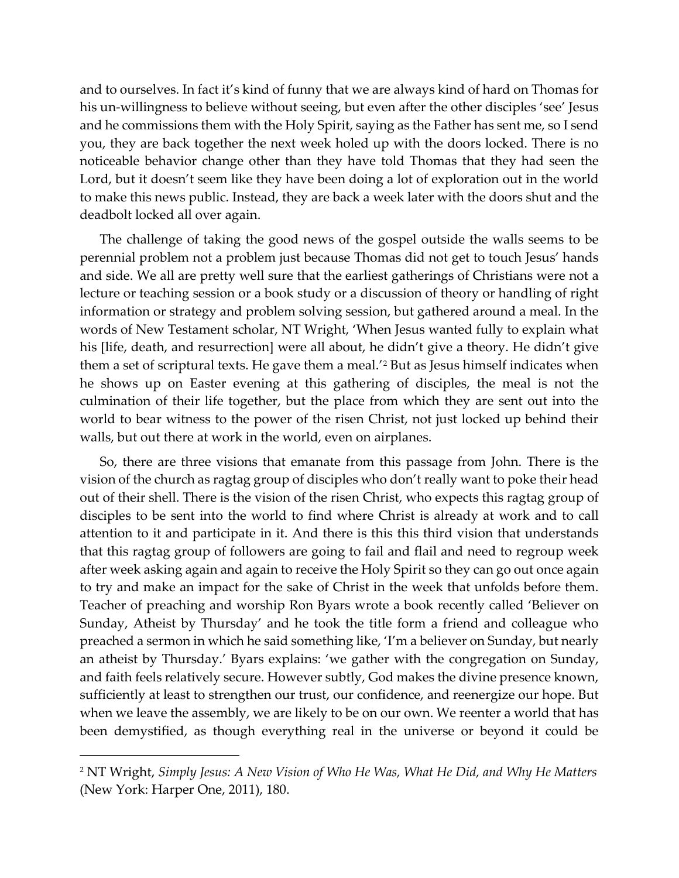and to ourselves. In fact it's kind of funny that we are always kind of hard on Thomas for his un-willingness to believe without seeing, but even after the other disciples 'see' Jesus and he commissions them with the Holy Spirit, saying as the Father has sent me, so I send you, they are back together the next week holed up with the doors locked. There is no noticeable behavior change other than they have told Thomas that they had seen the Lord, but it doesn't seem like they have been doing a lot of exploration out in the world to make this news public. Instead, they are back a week later with the doors shut and the deadbolt locked all over again.

The challenge of taking the good news of the gospel outside the walls seems to be perennial problem not a problem just because Thomas did not get to touch Jesus' hands and side. We all are pretty well sure that the earliest gatherings of Christians were not a lecture or teaching session or a book study or a discussion of theory or handling of right information or strategy and problem solving session, but gathered around a meal. In the words of New Testament scholar, NT Wright, 'When Jesus wanted fully to explain what his [life, death, and resurrection] were all about, he didn't give a theory. He didn't give them a set of scriptural texts. He gave them a meal.'[2] But as Jesus himself indicates when he shows up on Easter evening at this gathering of disciples, the meal is not the culmination of their life together, but the place from which they are sent out into the world to bear witness to the power of the risen Christ, not just locked up behind their walls, but out there at work in the world, even on airplanes.

So, there are three visions that emanate from this passage from John. There is the vision of the church as ragtag group of disciples who don't really want to poke their head out of their shell. There is the vision of the risen Christ, who expects this ragtag group of disciples to be sent into the world to find where Christ is already at work and to call attention to it and participate in it. And there is this this third vision that understands that this ragtag group of followers are going to fail and flail and need to regroup week after week asking again and again to receive the Holy Spirit so they can go out once again to try and make an impact for the sake of Christ in the week that unfolds before them. Teacher of preaching and worship Ron Byars wrote a book recently called 'Believer on Sunday, Atheist by Thursday' and he took the title form a friend and colleague who preached a sermon in which he said something like, 'I'm a believer on Sunday, but nearly an atheist by Thursday.' Byars explains: 'we gather with the congregation on Sunday, and faith feels relatively secure. However subtly, God makes the divine presence known, sufficiently at least to strengthen our trust, our confidence, and reenergize our hope. But when we leave the assembly, we are likely to be on our own. We reenter a world that has been demystified, as though everything real in the universe or beyond it could be

---

[2] NT Wright, *Simply Jesus: A New Vision of Who He Was, What He Did, and Why He Matters* (New York: Harper One, 2011), 180.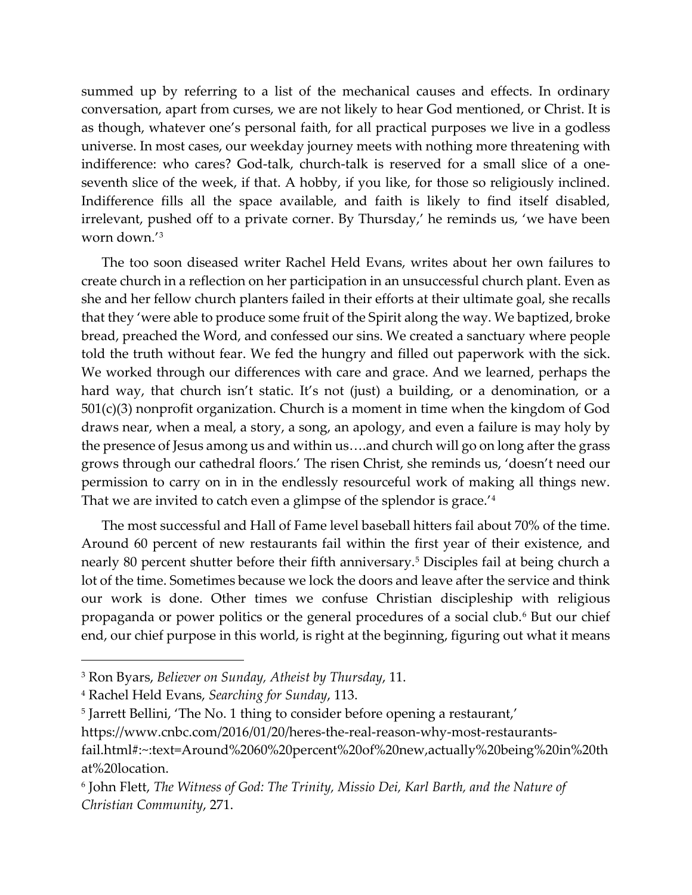summed up by referring to a list of the mechanical causes and effects. In ordinary conversation, apart from curses, we are not likely to hear God mentioned, or Christ. It is as though, whatever one's personal faith, for all practical purposes we live in a godless universe. In most cases, our weekday journey meets with nothing more threatening with indifference: who cares? God-talk, church-talk is reserved for a small slice of a one-seventh slice of the week, if that. A hobby, if you like, for those so religiously inclined. Indifference fills all the space available, and faith is likely to find itself disabled, irrelevant, pushed off to a private corner. By Thursday,' he reminds us, 'we have been worn down.'[3]

The too soon diseased writer Rachel Held Evans, writes about her own failures to create church in a reflection on her participation in an unsuccessful church plant. Even as she and her fellow church planters failed in their efforts at their ultimate goal, she recalls that they 'were able to produce some fruit of the Spirit along the way. We baptized, broke bread, preached the Word, and confessed our sins. We created a sanctuary where people told the truth without fear. We fed the hungry and filled out paperwork with the sick. We worked through our differences with care and grace. And we learned, perhaps the hard way, that church isn't static. It's not (just) a building, or a denomination, or a 501(c)(3) nonprofit organization. Church is a moment in time when the kingdom of God draws near, when a meal, a story, a song, an apology, and even a failure is may holy by the presence of Jesus among us and within us….and church will go on long after the grass grows through our cathedral floors.' The risen Christ, she reminds us, 'doesn't need our permission to carry on in in the endlessly resourceful work of making all things new. That we are invited to catch even a glimpse of the splendor is grace.'[4]

The most successful and Hall of Fame level baseball hitters fail about 70% of the time. Around 60 percent of new restaurants fail within the first year of their existence, and nearly 80 percent shutter before their fifth anniversary.[5] Disciples fail at being church a lot of the time. Sometimes because we lock the doors and leave after the service and think our work is done. Other times we confuse Christian discipleship with religious propaganda or power politics or the general procedures of a social club.[6] But our chief end, our chief purpose in this world, is right at the beginning, figuring out what it means

---

[3] Ron Byars, *Believer on Sunday, Atheist by Thursday*, 11.

[4] Rachel Held Evans, *Searching for Sunday*, 113.

[5] Jarrett Bellini, 'The No. 1 thing to consider before opening a restaurant,' https://www.cnbc.com/2016/01/20/heres-the-real-reason-why-most-restaurants-fail.html#:~:text=Around%2060%20percent%20of%20new,actually%20being%20in%20that%20location.

[6] John Flett, *The Witness of God: The Trinity, Missio Dei, Karl Barth, and the Nature of Christian Community*, 271.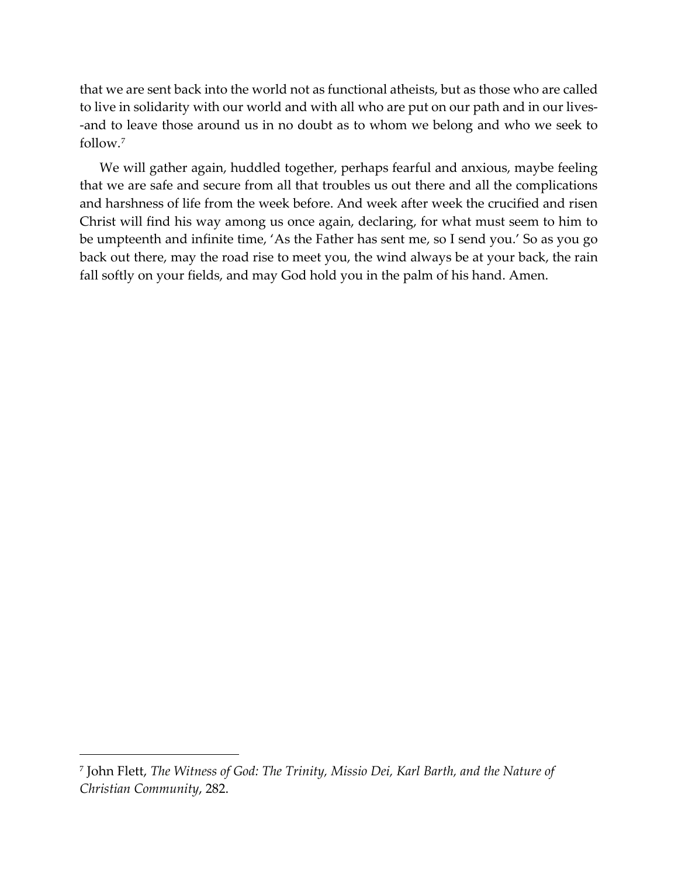that we are sent back into the world not as functional atheists, but as those who are called to live in solidarity with our world and with all who are put on our path and in our lives--and to leave those around us in no doubt as to whom we belong and who we seek to follow.[7]

We will gather again, huddled together, perhaps fearful and anxious, maybe feeling that we are safe and secure from all that troubles us out there and all the complications and harshness of life from the week before. And week after week the crucified and risen Christ will find his way among us once again, declaring, for what must seem to him to be umpteenth and infinite time, 'As the Father has sent me, so I send you.' So as you go back out there, may the road rise to meet you, the wind always be at your back, the rain fall softly on your fields, and may God hold you in the palm of his hand. Amen.

---

[7] John Flett, *The Witness of God: The Trinity, Missio Dei, Karl Barth, and the Nature of Christian Community*, 282.